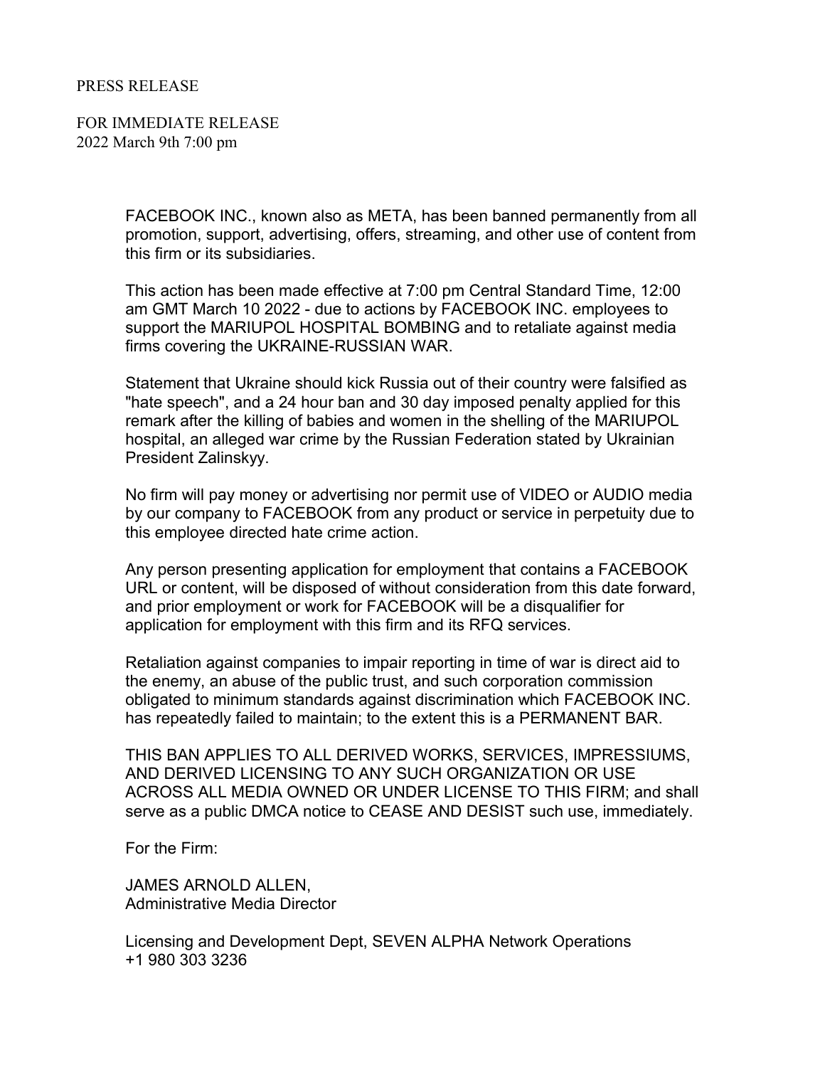PRESS RELEASE

FOR IMMEDIATE RELEASE
2022 March 9th 7:00 pm

FACEBOOK INC., known also as META, has been banned permanently from all promotion, support, advertising, offers, streaming, and other use of content from this firm or its subsidiaries.

This action has been made effective at 7:00 pm Central Standard Time, 12:00 am GMT March 10 2022 - due to actions by FACEBOOK INC. employees to support the MARIUPOL HOSPITAL BOMBING and to retaliate against media firms covering the UKRAINE-RUSSIAN WAR.

Statement that Ukraine should kick Russia out of their country were falsified as "hate speech", and a 24 hour ban and 30 day imposed penalty applied for this remark after the killing of babies and women in the shelling of the MARIUPOL hospital, an alleged war crime by the Russian Federation stated by Ukrainian President Zalinskyy.

No firm will pay money or advertising nor permit use of VIDEO or AUDIO media by our company to FACEBOOK from any product or service in perpetuity due to this employee directed hate crime action.

Any person presenting application for employment that contains a FACEBOOK URL or content, will be disposed of without consideration from this date forward, and prior employment or work for FACEBOOK will be a disqualifier for application for employment with this firm and its RFQ services.

Retaliation against companies to impair reporting in time of war is direct aid to the enemy, an abuse of the public trust, and such corporation commission obligated to minimum standards against discrimination which FACEBOOK INC. has repeatedly failed to maintain; to the extent this is a PERMANENT BAR.

THIS BAN APPLIES TO ALL DERIVED WORKS, SERVICES, IMPRESSIUMS, AND DERIVED LICENSING TO ANY SUCH ORGANIZATION OR USE ACROSS ALL MEDIA OWNED OR UNDER LICENSE TO THIS FIRM; and shall serve as a public DMCA notice to CEASE AND DESIST such use, immediately.

For the Firm:

JAMES ARNOLD ALLEN,
Administrative Media Director

Licensing and Development Dept, SEVEN ALPHA Network Operations
+1 980 303 3236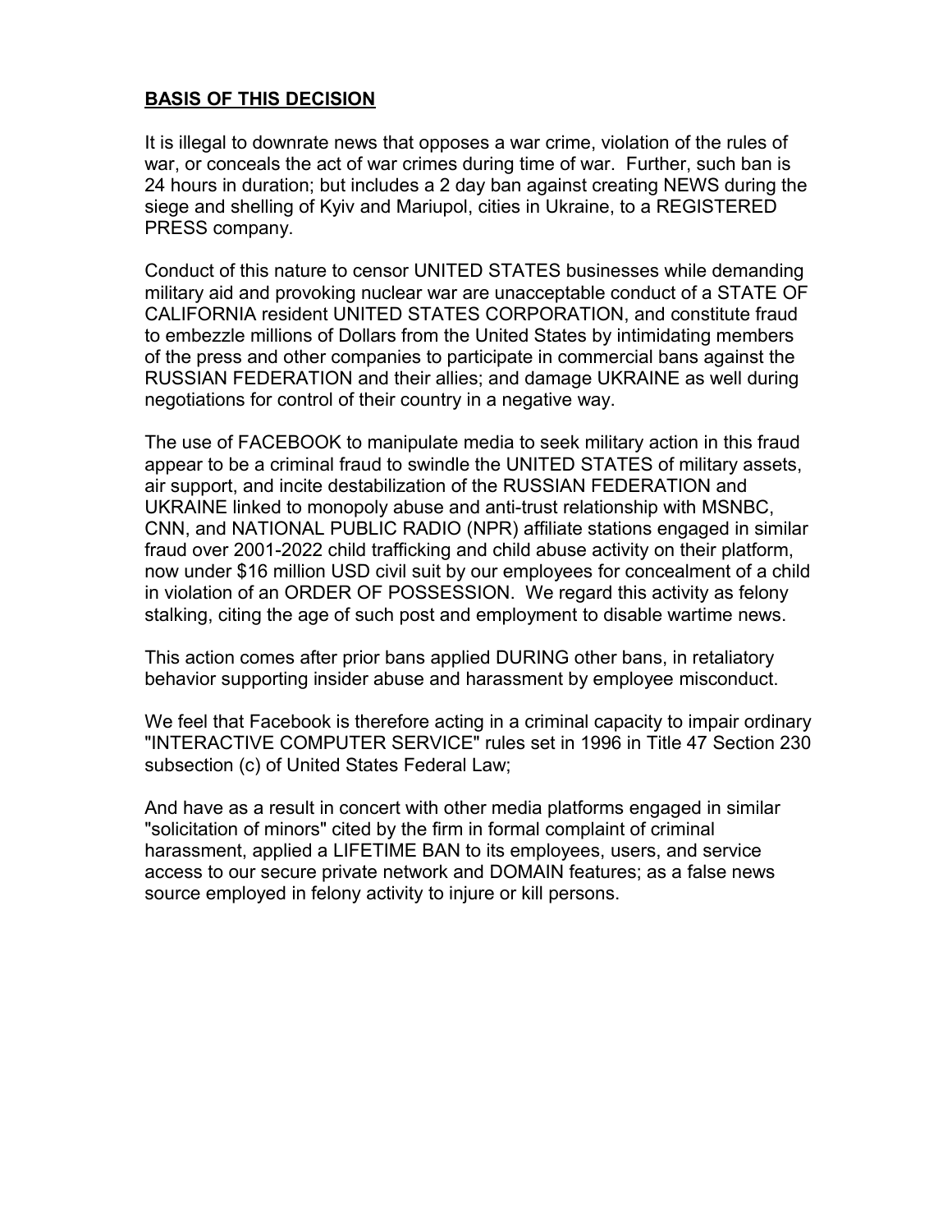**BASIS OF THIS DECISION**

It is illegal to downrate news that opposes a war crime, violation of the rules of war, or conceals the act of war crimes during time of war. Further, such ban is 24 hours in duration; but includes a 2 day ban against creating NEWS during the siege and shelling of Kyiv and Mariupol, cities in Ukraine, to a REGISTERED PRESS company.

Conduct of this nature to censor UNITED STATES businesses while demanding military aid and provoking nuclear war are unacceptable conduct of a STATE OF CALIFORNIA resident UNITED STATES CORPORATION, and constitute fraud to embezzle millions of Dollars from the United States by intimidating members of the press and other companies to participate in commercial bans against the RUSSIAN FEDERATION and their allies; and damage UKRAINE as well during negotiations for control of their country in a negative way.

The use of FACEBOOK to manipulate media to seek military action in this fraud appear to be a criminal fraud to swindle the UNITED STATES of military assets, air support, and incite destabilization of the RUSSIAN FEDERATION and UKRAINE linked to monopoly abuse and anti-trust relationship with MSNBC, CNN, and NATIONAL PUBLIC RADIO (NPR) affiliate stations engaged in similar fraud over 2001-2022 child trafficking and child abuse activity on their platform, now under $16 million USD civil suit by our employees for concealment of a child in violation of an ORDER OF POSSESSION. We regard this activity as felony stalking, citing the age of such post and employment to disable wartime news.

This action comes after prior bans applied DURING other bans, in retaliatory behavior supporting insider abuse and harassment by employee misconduct.

We feel that Facebook is therefore acting in a criminal capacity to impair ordinary "INTERACTIVE COMPUTER SERVICE" rules set in 1996 in Title 47 Section 230 subsection (c) of United States Federal Law;

And have as a result in concert with other media platforms engaged in similar "solicitation of minors" cited by the firm in formal complaint of criminal harassment, applied a LIFETIME BAN to its employees, users, and service access to our secure private network and DOMAIN features; as a false news source employed in felony activity to injure or kill persons.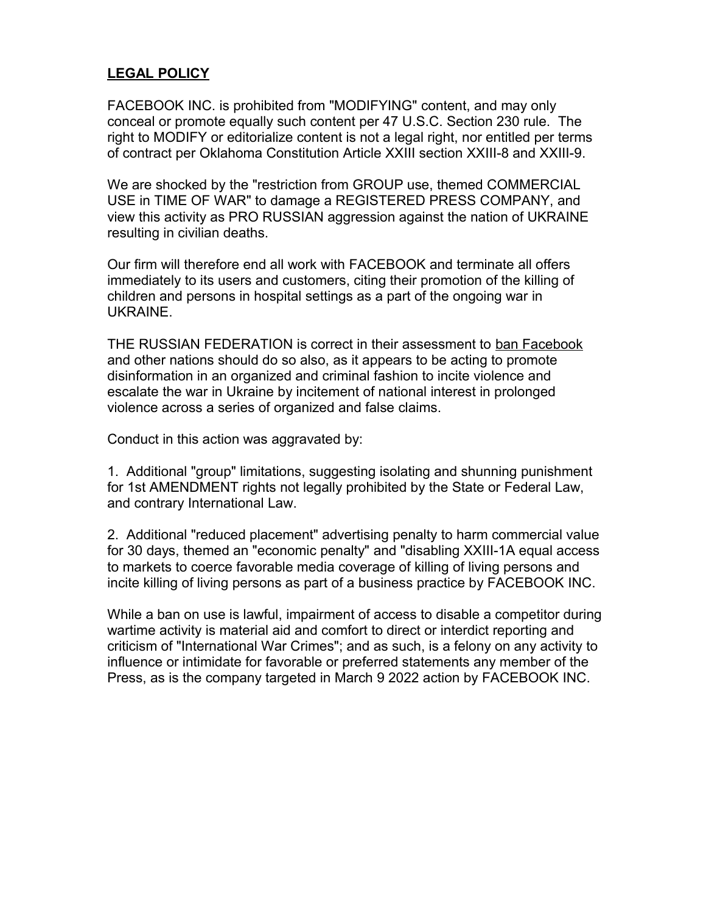**LEGAL POLICY**

FACEBOOK INC. is prohibited from "MODIFYING" content, and may only conceal or promote equally such content per 47 U.S.C. Section 230 rule. The right to MODIFY or editorialize content is not a legal right, nor entitled per terms of contract per Oklahoma Constitution Article XXIII section XXIII-8 and XXIII-9.

We are shocked by the "restriction from GROUP use, themed COMMERCIAL USE in TIME OF WAR" to damage a REGISTERED PRESS COMPANY, and view this activity as PRO RUSSIAN aggression against the nation of UKRAINE resulting in civilian deaths.

Our firm will therefore end all work with FACEBOOK and terminate all offers immediately to its users and customers, citing their promotion of the killing of children and persons in hospital settings as a part of the ongoing war in UKRAINE.

THE RUSSIAN FEDERATION is correct in their assessment to <u>ban Facebook</u> and other nations should do so also, as it appears to be acting to promote disinformation in an organized and criminal fashion to incite violence and escalate the war in Ukraine by incitement of national interest in prolonged violence across a series of organized and false claims.

Conduct in this action was aggravated by:

1. Additional "group" limitations, suggesting isolating and shunning punishment for 1st AMENDMENT rights not legally prohibited by the State or Federal Law, and contrary International Law.

2. Additional "reduced placement" advertising penalty to harm commercial value for 30 days, themed an "economic penalty" and "disabling XXIII-1A equal access to markets to coerce favorable media coverage of killing of living persons and incite killing of living persons as part of a business practice by FACEBOOK INC.

While a ban on use is lawful, impairment of access to disable a competitor during wartime activity is material aid and comfort to direct or interdict reporting and criticism of "International War Crimes"; and as such, is a felony on any activity to influence or intimidate for favorable or preferred statements any member of the Press, as is the company targeted in March 9 2022 action by FACEBOOK INC.